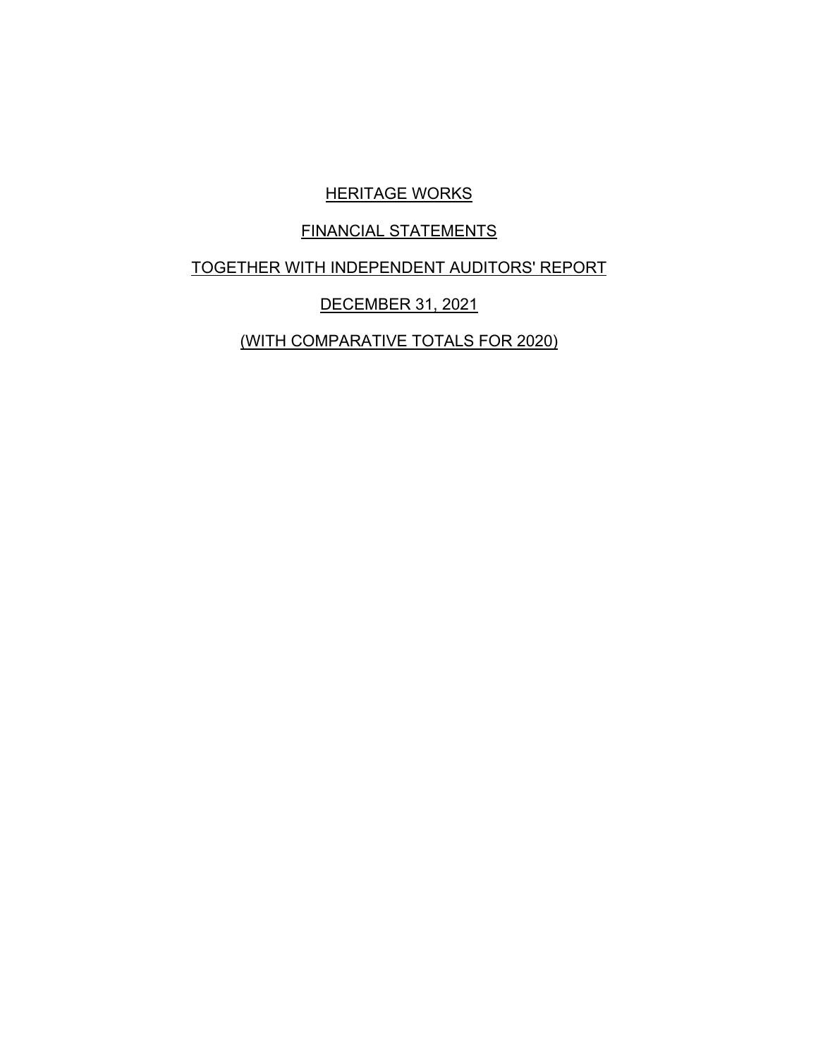# HERITAGE WORKS

## FINANCIAL STATEMENTS

## TOGETHER WITH INDEPENDENT AUDITORS' REPORT

## DECEMBER 31, 2021

## (WITH COMPARATIVE TOTALS FOR 2020)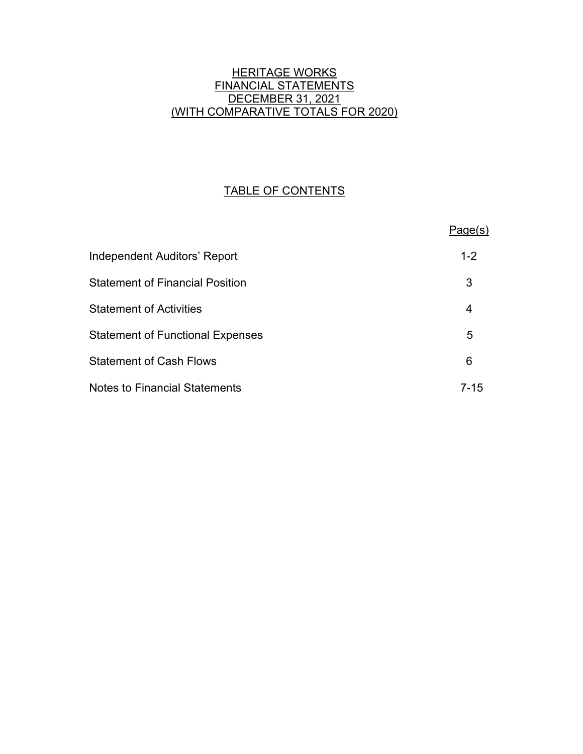# HERITAGE WORKS
## FINANCIAL STATEMENTS
## DECEMBER 31, 2021
## (WITH COMPARATIVE TOTALS FOR 2020)

## TABLE OF CONTENTS

| | Page(s) |
|---|---|
| Independent Auditors' Report | 1-2 |
| Statement of Financial Position | 3 |
| Statement of Activities | 4 |
| Statement of Functional Expenses | 5 |
| Statement of Cash Flows | 6 |
| Notes to Financial Statements | 7-15 |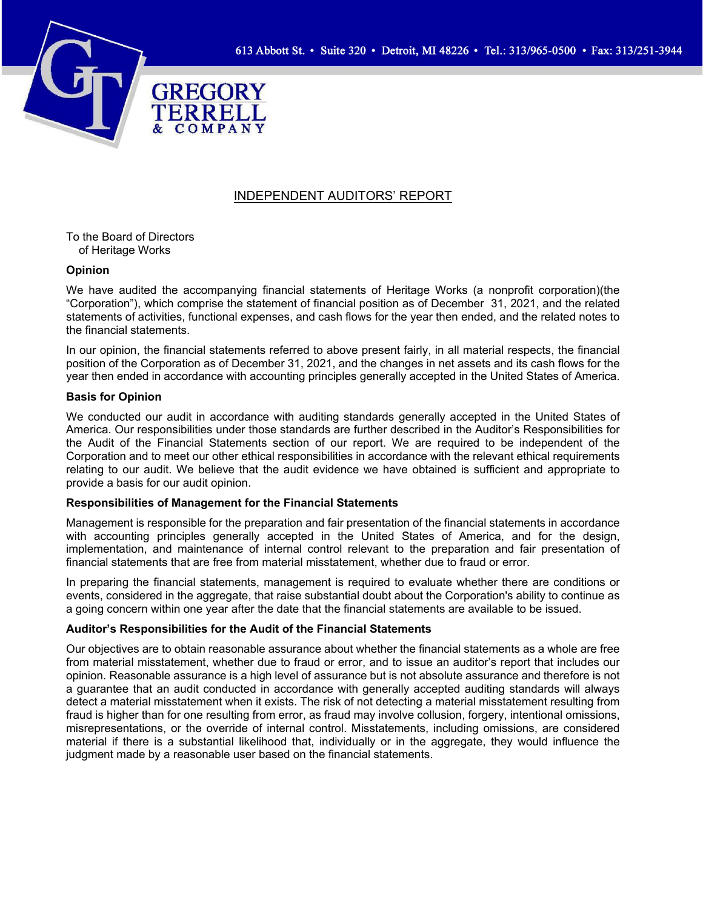GREGORY TERRELL & COMPANY

613 Abbott St. • Suite 320 • Detroit, MI 48226 • Tel.: 313/965-0500 • Fax: 313/251-3944

## INDEPENDENT AUDITORS' REPORT

To the Board of Directors
of Heritage Works

### Opinion

We have audited the accompanying financial statements of Heritage Works (a nonprofit corporation)(the "Corporation"), which comprise the statement of financial position as of December 31, 2021, and the related statements of activities, functional expenses, and cash flows for the year then ended, and the related notes to the financial statements.

In our opinion, the financial statements referred to above present fairly, in all material respects, the financial position of the Corporation as of December 31, 2021, and the changes in net assets and its cash flows for the year then ended in accordance with accounting principles generally accepted in the United States of America.

### Basis for Opinion

We conducted our audit in accordance with auditing standards generally accepted in the United States of America. Our responsibilities under those standards are further described in the Auditor's Responsibilities for the Audit of the Financial Statements section of our report. We are required to be independent of the Corporation and to meet our other ethical responsibilities in accordance with the relevant ethical requirements relating to our audit. We believe that the audit evidence we have obtained is sufficient and appropriate to provide a basis for our audit opinion.

### Responsibilities of Management for the Financial Statements

Management is responsible for the preparation and fair presentation of the financial statements in accordance with accounting principles generally accepted in the United States of America, and for the design, implementation, and maintenance of internal control relevant to the preparation and fair presentation of financial statements that are free from material misstatement, whether due to fraud or error.

In preparing the financial statements, management is required to evaluate whether there are conditions or events, considered in the aggregate, that raise substantial doubt about the Corporation's ability to continue as a going concern within one year after the date that the financial statements are available to be issued.

### Auditor's Responsibilities for the Audit of the Financial Statements

Our objectives are to obtain reasonable assurance about whether the financial statements as a whole are free from material misstatement, whether due to fraud or error, and to issue an auditor's report that includes our opinion. Reasonable assurance is a high level of assurance but is not absolute assurance and therefore is not a guarantee that an audit conducted in accordance with generally accepted auditing standards will always detect a material misstatement when it exists. The risk of not detecting a material misstatement resulting from fraud is higher than for one resulting from error, as fraud may involve collusion, forgery, intentional omissions, misrepresentations, or the override of internal control. Misstatements, including omissions, are considered material if there is a substantial likelihood that, individually or in the aggregate, they would influence the judgment made by a reasonable user based on the financial statements.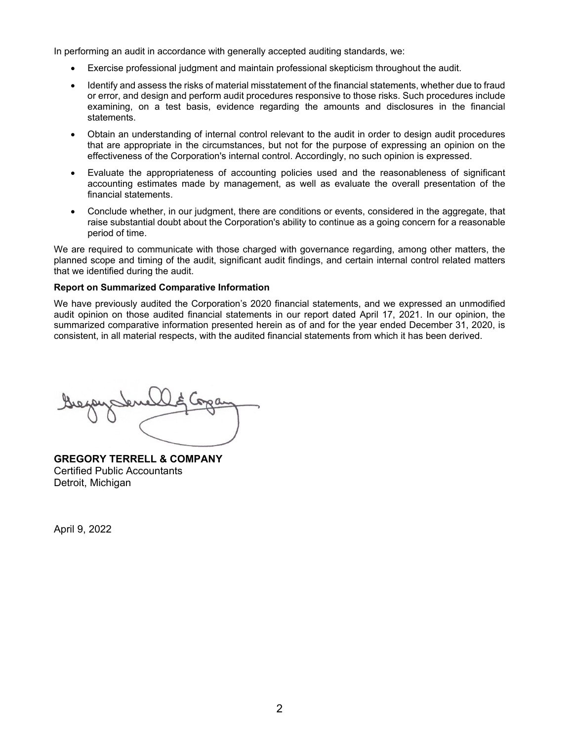In performing an audit in accordance with generally accepted auditing standards, we:

- Exercise professional judgment and maintain professional skepticism throughout the audit.
- Identify and assess the risks of material misstatement of the financial statements, whether due to fraud or error, and design and perform audit procedures responsive to those risks. Such procedures include examining, on a test basis, evidence regarding the amounts and disclosures in the financial statements.
- Obtain an understanding of internal control relevant to the audit in order to design audit procedures that are appropriate in the circumstances, but not for the purpose of expressing an opinion on the effectiveness of the Corporation's internal control. Accordingly, no such opinion is expressed.
- Evaluate the appropriateness of accounting policies used and the reasonableness of significant accounting estimates made by management, as well as evaluate the overall presentation of the financial statements.
- Conclude whether, in our judgment, there are conditions or events, considered in the aggregate, that raise substantial doubt about the Corporation's ability to continue as a going concern for a reasonable period of time.

We are required to communicate with those charged with governance regarding, among other matters, the planned scope and timing of the audit, significant audit findings, and certain internal control related matters that we identified during the audit.

**Report on Summarized Comparative Information**

We have previously audited the Corporation's 2020 financial statements, and we expressed an unmodified audit opinion on those audited financial statements in our report dated April 17, 2021. In our opinion, the summarized comparative information presented herein as of and for the year ended December 31, 2020, is consistent, in all material respects, with the audited financial statements from which it has been derived.

**GREGORY TERRELL & COMPANY**
Certified Public Accountants
Detroit, Michigan

April 9, 2022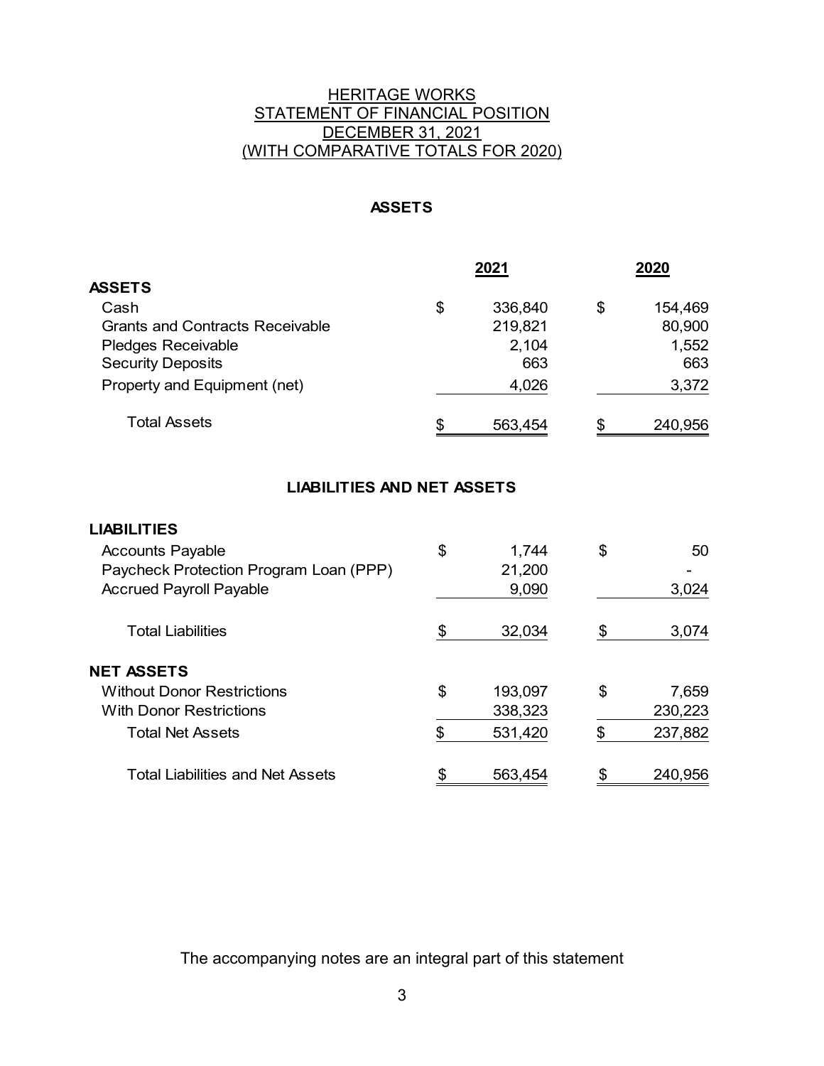# HERITAGE WORKS
## STATEMENT OF FINANCIAL POSITION
## DECEMBER 31, 2021
## (WITH COMPARATIVE TOTALS FOR 2020)

### ASSETS

| | 2021 | 2020 |
|---|---|---|
| **ASSETS** | | |
| Cash | $ 336,840 | $ 154,469 |
| Grants and Contracts Receivable | 219,821 | 80,900 |
| Pledges Receivable | 2,104 | 1,552 |
| Security Deposits | 663 | 663 |
| Property and Equipment (net) | 4,026 | 3,372 |
| Total Assets | $ 563,454 | $ 240,956 |

### LIABILITIES AND NET ASSETS

| | 2021 | 2020 |
|---|---|---|
| **LIABILITIES** | | |
| Accounts Payable | $ 1,744 | $ 50 |
| Paycheck Protection Program Loan (PPP) | 21,200 | - |
| Accrued Payroll Payable | 9,090 | 3,024 |
| Total Liabilities | $ 32,034 | $ 3,074 |
| **NET ASSETS** | | |
| Without Donor Restrictions | $ 193,097 | $ 7,659 |
| With Donor Restrictions | 338,323 | 230,223 |
| Total Net Assets | $ 531,420 | $ 237,882 |
| Total Liabilities and Net Assets | $ 563,454 | $ 240,956 |

The accompanying notes are an integral part of this statement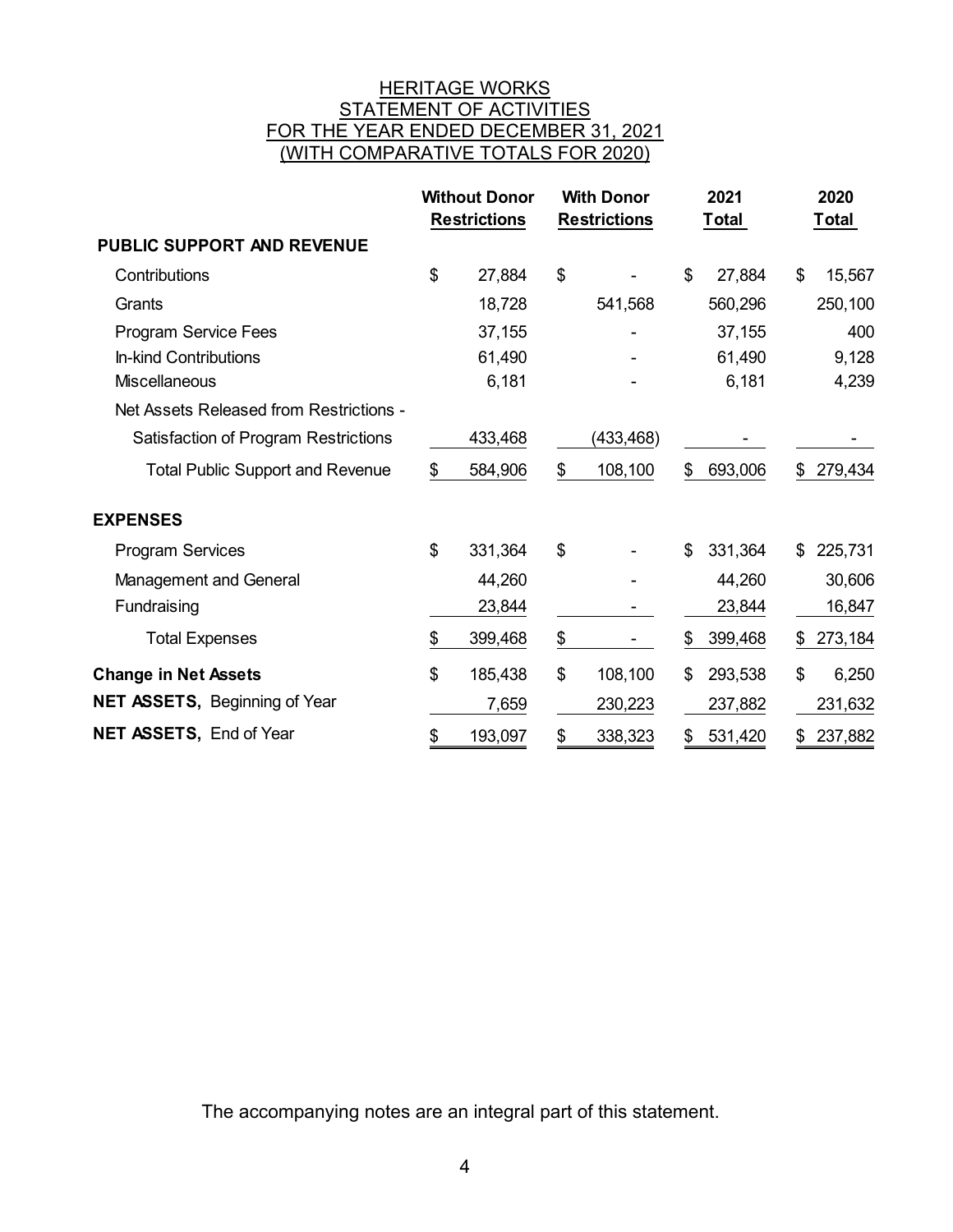# HERITAGE WORKS
## STATEMENT OF ACTIVITIES
## FOR THE YEAR ENDED DECEMBER 31, 2021
## (WITH COMPARATIVE TOTALS FOR 2020)

| | Without Donor Restrictions | With Donor Restrictions | 2021 Total | 2020 Total |
|---|---|---|---|---|
| **PUBLIC SUPPORT AND REVENUE** | | | | |
| Contributions | $ 27,884 | $ - | $ 27,884 | $ 15,567 |
| Grants | 18,728 | 541,568 | 560,296 | 250,100 |
| Program Service Fees | 37,155 | - | 37,155 | 400 |
| In-kind Contributions | 61,490 | - | 61,490 | 9,128 |
| Miscellaneous | 6,181 | - | 6,181 | 4,239 |
| Net Assets Released from Restrictions - | | | | |
| Satisfaction of Program Restrictions | 433,468 | (433,468) | - | - |
| Total Public Support and Revenue | $ 584,906 | $ 108,100 | $ 693,006 | $ 279,434 |
| **EXPENSES** | | | | |
| Program Services | $ 331,364 | $ - | $ 331,364 | $ 225,731 |
| Management and General | 44,260 | - | 44,260 | 30,606 |
| Fundraising | 23,844 | - | 23,844 | 16,847 |
| Total Expenses | $ 399,468 | $ - | $ 399,468 | $ 273,184 |
| **Change in Net Assets** | $ 185,438 | $ 108,100 | $ 293,538 | $ 6,250 |
| **NET ASSETS,** Beginning of Year | 7,659 | 230,223 | 237,882 | 231,632 |
| **NET ASSETS,** End of Year | $ 193,097 | $ 338,323 | $ 531,420 | $ 237,882 |

The accompanying notes are an integral part of this statement.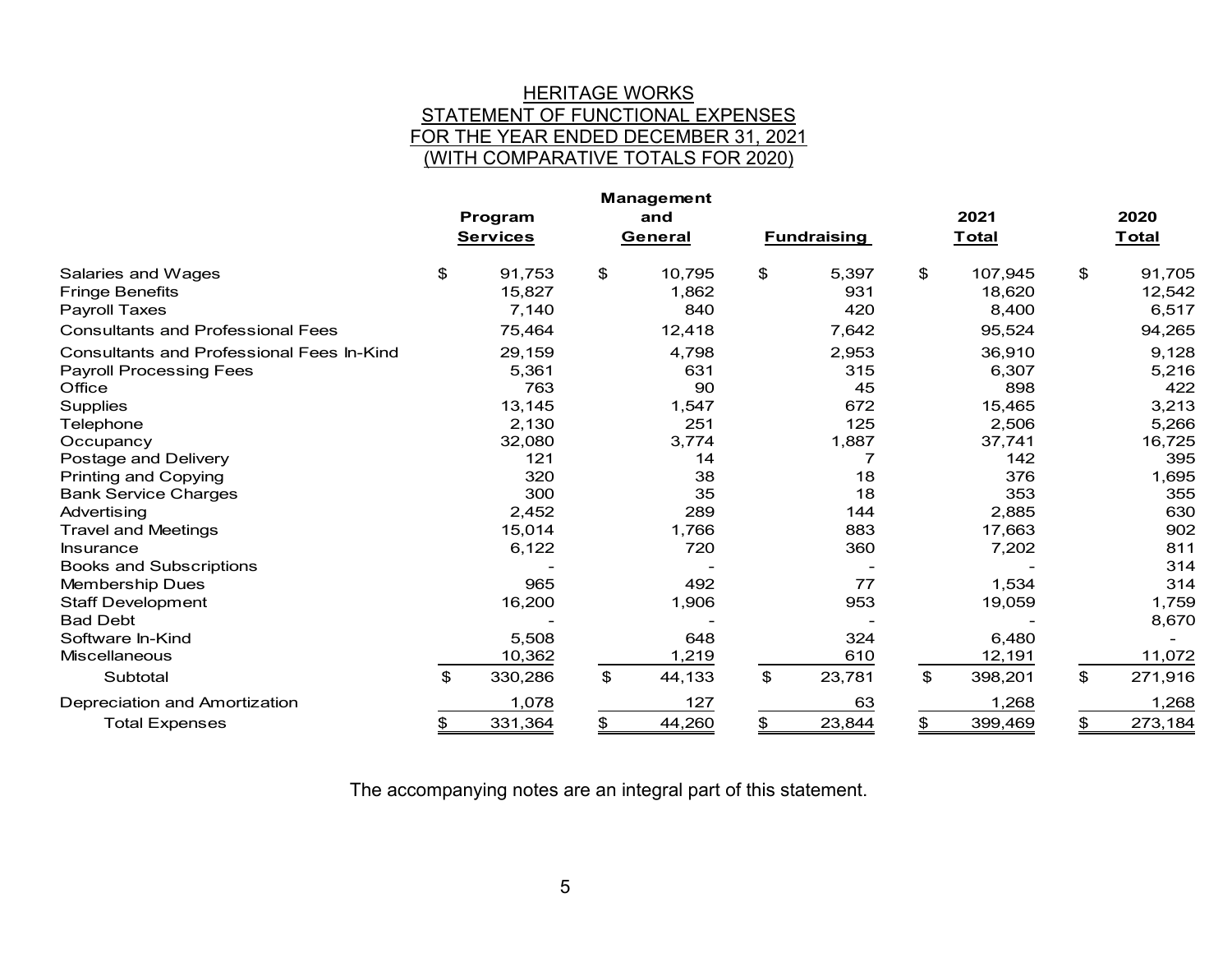# HERITAGE WORKS
## STATEMENT OF FUNCTIONAL EXPENSES
## FOR THE YEAR ENDED DECEMBER 31, 2021
## (WITH COMPARATIVE TOTALS FOR 2020)

| | Program Services | Management and General | Fundraising | 2021 Total | 2020 Total |
|---|---|---|---|---|---|
| Salaries and Wages | $ 91,753 | $ 10,795 | $ 5,397 | $ 107,945 | $ 91,705 |
| Fringe Benefits | 15,827 | 1,862 | 931 | 18,620 | 12,542 |
| Payroll Taxes | 7,140 | 840 | 420 | 8,400 | 6,517 |
| Consultants and Professional Fees | 75,464 | 12,418 | 7,642 | 95,524 | 94,265 |
| Consultants and Professional Fees In-Kind | 29,159 | 4,798 | 2,953 | 36,910 | 9,128 |
| Payroll Processing Fees | 5,361 | 631 | 315 | 6,307 | 5,216 |
| Office | 763 | 90 | 45 | 898 | 422 |
| Supplies | 13,145 | 1,547 | 672 | 15,465 | 3,213 |
| Telephone | 2,130 | 251 | 125 | 2,506 | 5,266 |
| Occupancy | 32,080 | 3,774 | 1,887 | 37,741 | 16,725 |
| Postage and Delivery | 121 | 14 | 7 | 142 | 395 |
| Printing and Copying | 320 | 38 | 18 | 376 | 1,695 |
| Bank Service Charges | 300 | 35 | 18 | 353 | 355 |
| Advertising | 2,452 | 289 | 144 | 2,885 | 630 |
| Travel and Meetings | 15,014 | 1,766 | 883 | 17,663 | 902 |
| Insurance | 6,122 | 720 | 360 | 7,202 | 811 |
| Books and Subscriptions | - | - | - | - | 314 |
| Membership Dues | 965 | 492 | 77 | 1,534 | 314 |
| Staff Development | 16,200 | 1,906 | 953 | 19,059 | 1,759 |
| Bad Debt | - | - | - | - | 8,670 |
| Software In-Kind | 5,508 | 648 | 324 | 6,480 | - |
| Miscellaneous | 10,362 | 1,219 | 610 | 12,191 | 11,072 |
| Subtotal | $ 330,286 | $ 44,133 | $ 23,781 | $ 398,201 | $ 271,916 |
| Depreciation and Amortization | 1,078 | 127 | 63 | 1,268 | 1,268 |
| Total Expenses | $ 331,364 | $ 44,260 | $ 23,844 | $ 399,469 | $ 273,184 |

The accompanying notes are an integral part of this statement.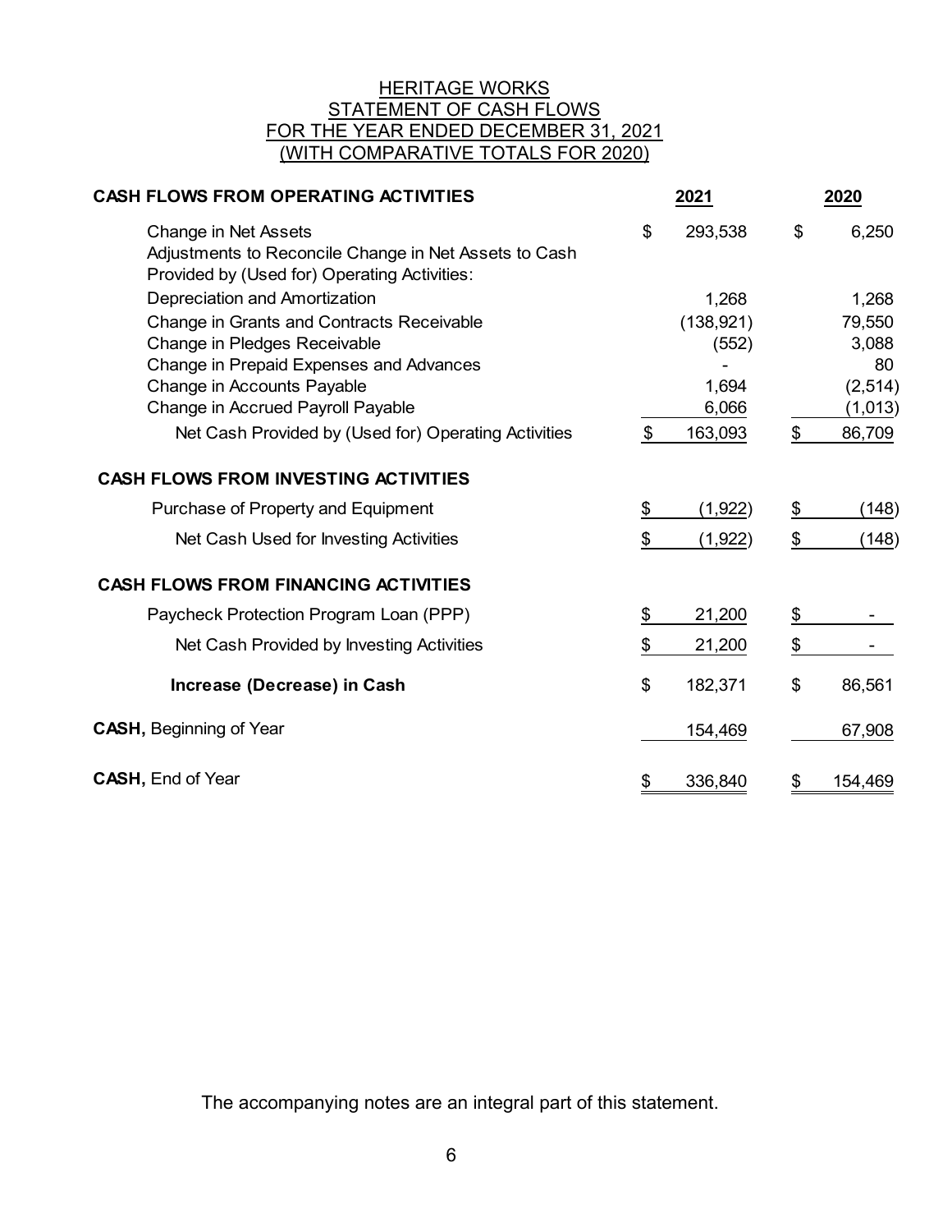# HERITAGE WORKS
## STATEMENT OF CASH FLOWS
## FOR THE YEAR ENDED DECEMBER 31, 2021
## (WITH COMPARATIVE TOTALS FOR 2020)

| | 2021 | 2020 |
|---|---|---|
| **CASH FLOWS FROM OPERATING ACTIVITIES** | | |
| Change in Net Assets | $ 293,538 | $ 6,250 |
| Adjustments to Reconcile Change in Net Assets to Cash Provided by (Used for) Operating Activities: | | |
| Depreciation and Amortization | 1,268 | 1,268 |
| Change in Grants and Contracts Receivable | (138,921) | 79,550 |
| Change in Pledges Receivable | (552) | 3,088 |
| Change in Prepaid Expenses and Advances | - | 80 |
| Change in Accounts Payable | 1,694 | (2,514) |
| Change in Accrued Payroll Payable | 6,066 | (1,013) |
| Net Cash Provided by (Used for) Operating Activities | $ 163,093 | $ 86,709 |
| **CASH FLOWS FROM INVESTING ACTIVITIES** | | |
| Purchase of Property and Equipment | $ (1,922) | $ (148) |
| Net Cash Used for Investing Activities | $ (1,922) | $ (148) |
| **CASH FLOWS FROM FINANCING ACTIVITIES** | | |
| Paycheck Protection Program Loan (PPP) | $ 21,200 | $ - |
| Net Cash Provided by Investing Activities | $ 21,200 | $ - |
| **Increase (Decrease) in Cash** | $ 182,371 | $ 86,561 |
| **CASH,** Beginning of Year | 154,469 | 67,908 |
| **CASH,** End of Year | $ 336,840 | $ 154,469 |

The accompanying notes are an integral part of this statement.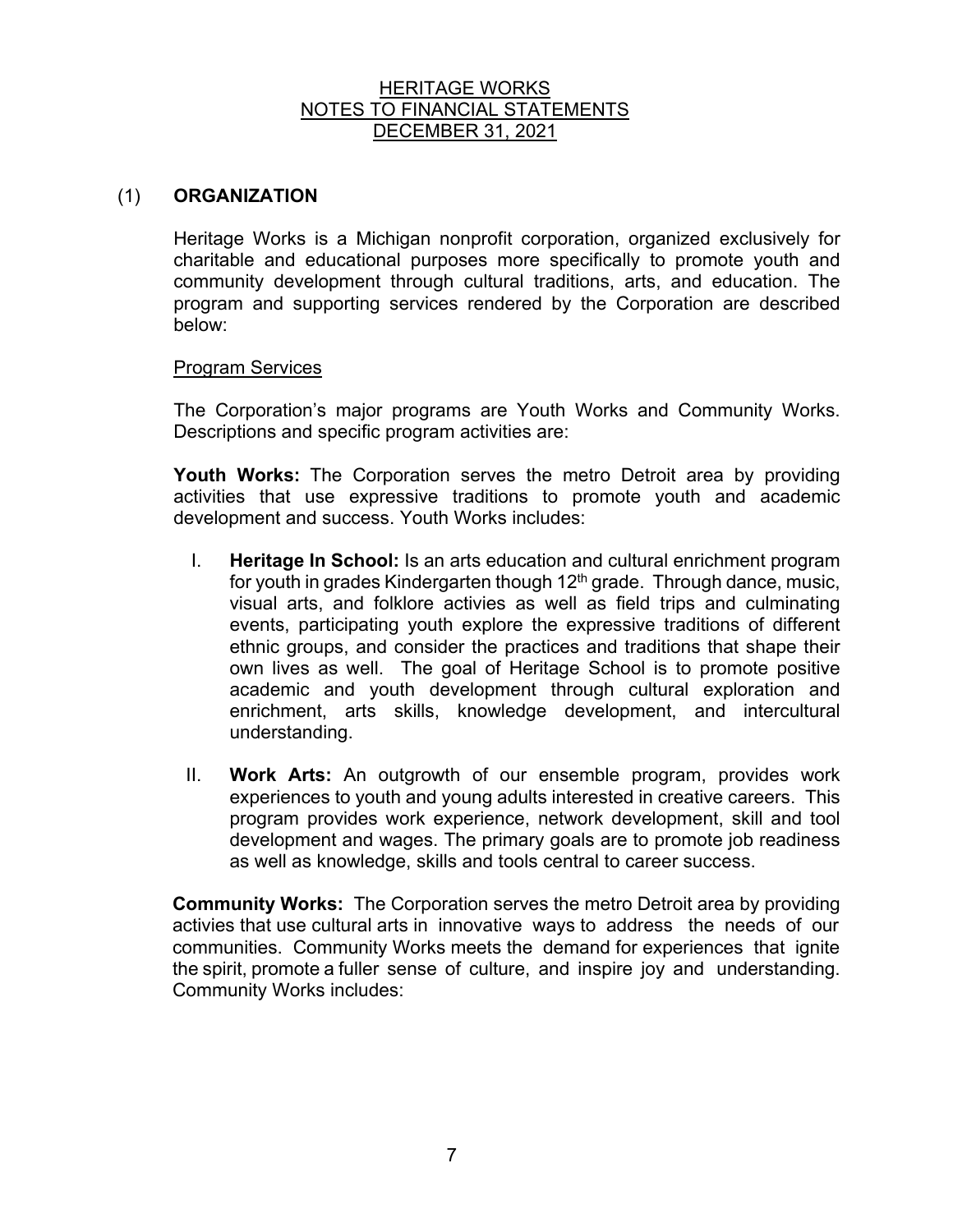HERITAGE WORKS
NOTES TO FINANCIAL STATEMENTS
DECEMBER 31, 2021

## (1) ORGANIZATION

Heritage Works is a Michigan nonprofit corporation, organized exclusively for charitable and educational purposes more specifically to promote youth and community development through cultural traditions, arts, and education. The program and supporting services rendered by the Corporation are described below:

### Program Services

The Corporation's major programs are Youth Works and Community Works. Descriptions and specific program activities are:

**Youth Works:** The Corporation serves the metro Detroit area by providing activities that use expressive traditions to promote youth and academic development and success. Youth Works includes:

I. **Heritage In School:** Is an arts education and cultural enrichment program for youth in grades Kindergarten though 12th grade. Through dance, music, visual arts, and folklore activies as well as field trips and culminating events, participating youth explore the expressive traditions of different ethnic groups, and consider the practices and traditions that shape their own lives as well. The goal of Heritage School is to promote positive academic and youth development through cultural exploration and enrichment, arts skills, knowledge development, and intercultural understanding.

II. **Work Arts:** An outgrowth of our ensemble program, provides work experiences to youth and young adults interested in creative careers. This program provides work experience, network development, skill and tool development and wages. The primary goals are to promote job readiness as well as knowledge, skills and tools central to career success.

**Community Works:** The Corporation serves the metro Detroit area by providing activies that use cultural arts in innovative ways to address the needs of our communities. Community Works meets the demand for experiences that ignite the spirit, promote a fuller sense of culture, and inspire joy and understanding. Community Works includes: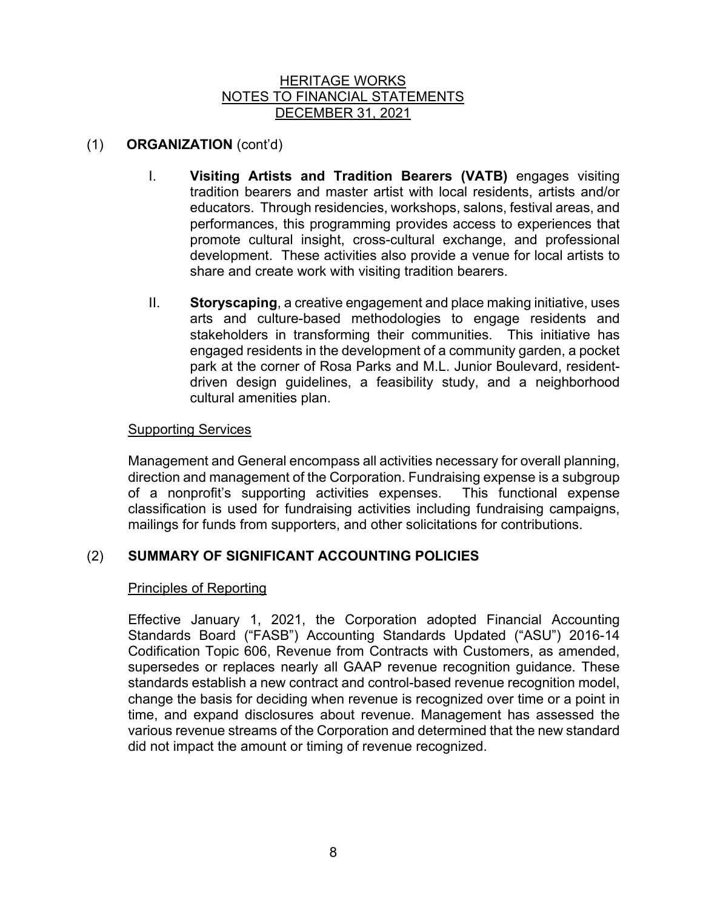HERITAGE WORKS
NOTES TO FINANCIAL STATEMENTS
DECEMBER 31, 2021

## (1) ORGANIZATION (cont'd)

I. **Visiting Artists and Tradition Bearers (VATB)** engages visiting tradition bearers and master artist with local residents, artists and/or educators. Through residencies, workshops, salons, festival areas, and performances, this programming provides access to experiences that promote cultural insight, cross-cultural exchange, and professional development. These activities also provide a venue for local artists to share and create work with visiting tradition bearers.

II. **Storyscaping**, a creative engagement and place making initiative, uses arts and culture-based methodologies to engage residents and stakeholders in transforming their communities. This initiative has engaged residents in the development of a community garden, a pocket park at the corner of Rosa Parks and M.L. Junior Boulevard, resident-driven design guidelines, a feasibility study, and a neighborhood cultural amenities plan.

### Supporting Services

Management and General encompass all activities necessary for overall planning, direction and management of the Corporation. Fundraising expense is a subgroup of a nonprofit's supporting activities expenses. This functional expense classification is used for fundraising activities including fundraising campaigns, mailings for funds from supporters, and other solicitations for contributions.

## (2) SUMMARY OF SIGNIFICANT ACCOUNTING POLICIES

### Principles of Reporting

Effective January 1, 2021, the Corporation adopted Financial Accounting Standards Board ("FASB") Accounting Standards Updated ("ASU") 2016-14 Codification Topic 606, Revenue from Contracts with Customers, as amended, supersedes or replaces nearly all GAAP revenue recognition guidance. These standards establish a new contract and control-based revenue recognition model, change the basis for deciding when revenue is recognized over time or a point in time, and expand disclosures about revenue. Management has assessed the various revenue streams of the Corporation and determined that the new standard did not impact the amount or timing of revenue recognized.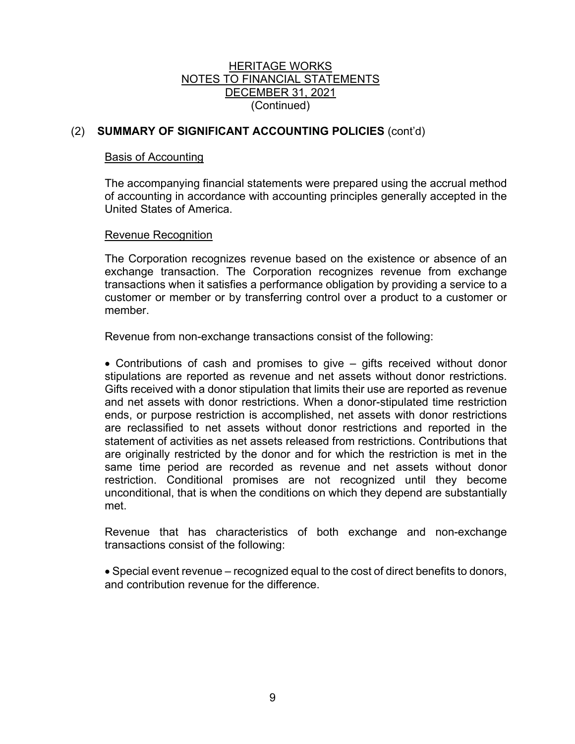HERITAGE WORKS
NOTES TO FINANCIAL STATEMENTS
DECEMBER 31, 2021
(Continued)

## (2) **SUMMARY OF SIGNIFICANT ACCOUNTING POLICIES** (cont'd)

### Basis of Accounting

The accompanying financial statements were prepared using the accrual method of accounting in accordance with accounting principles generally accepted in the United States of America.

### Revenue Recognition

The Corporation recognizes revenue based on the existence or absence of an exchange transaction. The Corporation recognizes revenue from exchange transactions when it satisfies a performance obligation by providing a service to a customer or member or by transferring control over a product to a customer or member.

Revenue from non-exchange transactions consist of the following:

- Contributions of cash and promises to give – gifts received without donor stipulations are reported as revenue and net assets without donor restrictions. Gifts received with a donor stipulation that limits their use are reported as revenue and net assets with donor restrictions. When a donor-stipulated time restriction ends, or purpose restriction is accomplished, net assets with donor restrictions are reclassified to net assets without donor restrictions and reported in the statement of activities as net assets released from restrictions. Contributions that are originally restricted by the donor and for which the restriction is met in the same time period are recorded as revenue and net assets without donor restriction. Conditional promises are not recognized until they become unconditional, that is when the conditions on which they depend are substantially met.

Revenue that has characteristics of both exchange and non-exchange transactions consist of the following:

- Special event revenue – recognized equal to the cost of direct benefits to donors, and contribution revenue for the difference.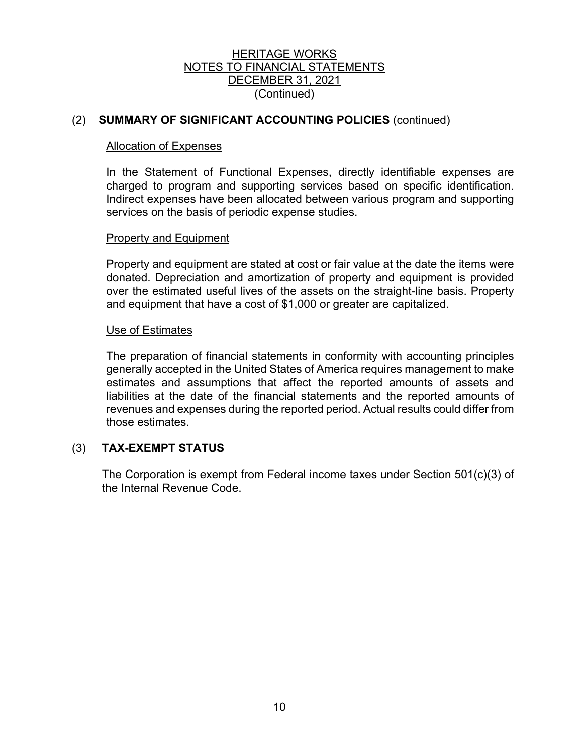HERITAGE WORKS
NOTES TO FINANCIAL STATEMENTS
DECEMBER 31, 2021
(Continued)

## (2) SUMMARY OF SIGNIFICANT ACCOUNTING POLICIES (continued)

### Allocation of Expenses

In the Statement of Functional Expenses, directly identifiable expenses are charged to program and supporting services based on specific identification. Indirect expenses have been allocated between various program and supporting services on the basis of periodic expense studies.

### Property and Equipment

Property and equipment are stated at cost or fair value at the date the items were donated. Depreciation and amortization of property and equipment is provided over the estimated useful lives of the assets on the straight-line basis. Property and equipment that have a cost of $1,000 or greater are capitalized.

### Use of Estimates

The preparation of financial statements in conformity with accounting principles generally accepted in the United States of America requires management to make estimates and assumptions that affect the reported amounts of assets and liabilities at the date of the financial statements and the reported amounts of revenues and expenses during the reported period. Actual results could differ from those estimates.

## (3) TAX-EXEMPT STATUS

The Corporation is exempt from Federal income taxes under Section 501(c)(3) of the Internal Revenue Code.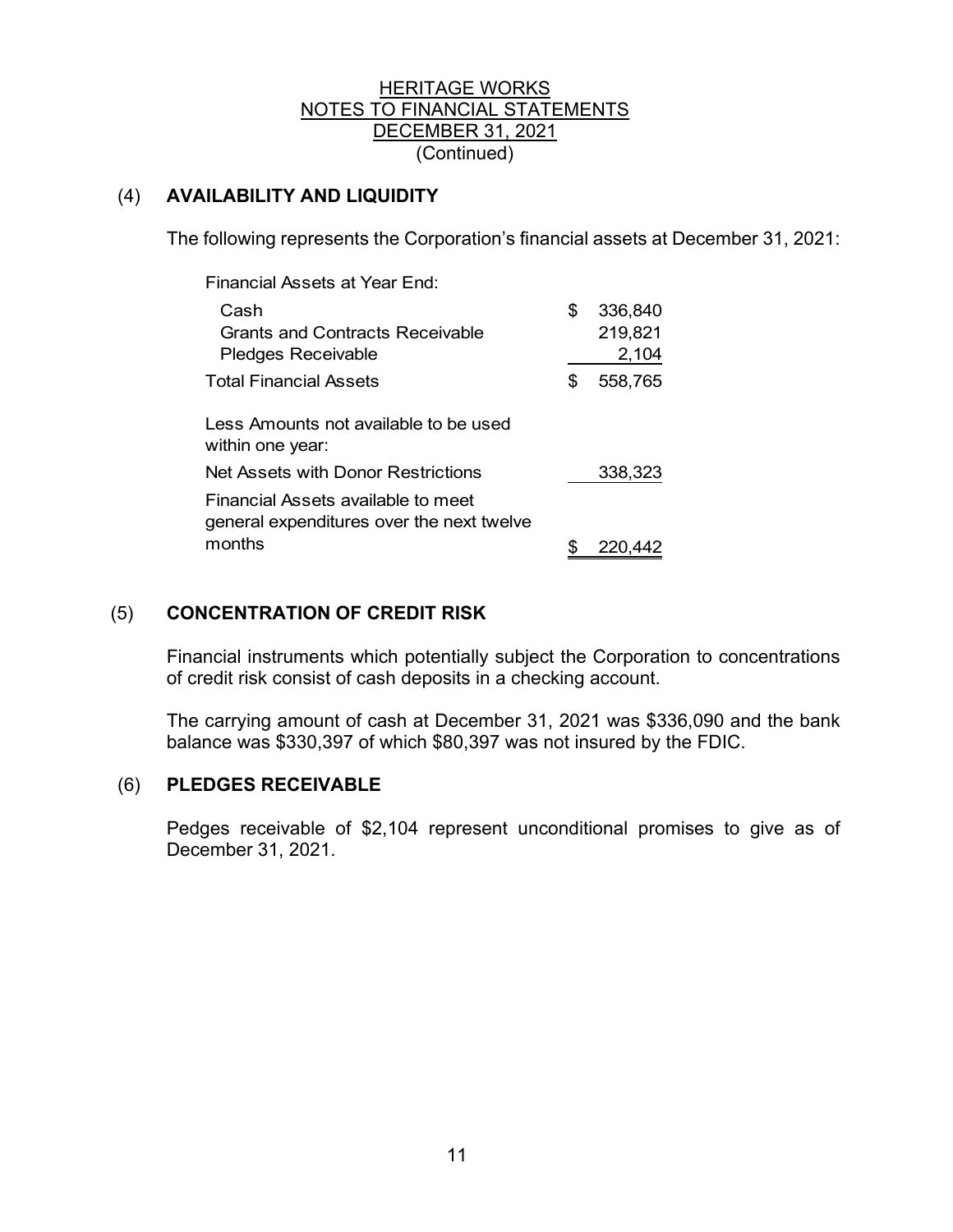HERITAGE WORKS
NOTES TO FINANCIAL STATEMENTS
DECEMBER 31, 2021
(Continued)

## (4) AVAILABILITY AND LIQUIDITY

The following represents the Corporation's financial assets at December 31, 2021:

| | |
|---|---|
| Financial Assets at Year End: | |
| Cash | $ 336,840 |
| Grants and Contracts Receivable | 219,821 |
| Pledges Receivable | 2,104 |
| Total Financial Assets | $ 558,765 |
| Less Amounts not available to be used within one year: | |
| Net Assets with Donor Restrictions | 338,323 |
| Financial Assets available to meet general expenditures over the next twelve months | $ 220,442 |

## (5) CONCENTRATION OF CREDIT RISK

Financial instruments which potentially subject the Corporation to concentrations of credit risk consist of cash deposits in a checking account.

The carrying amount of cash at December 31, 2021 was $336,090 and the bank balance was $330,397 of which $80,397 was not insured by the FDIC.

## (6) PLEDGES RECEIVABLE

Pedges receivable of $2,104 represent unconditional promises to give as of December 31, 2021.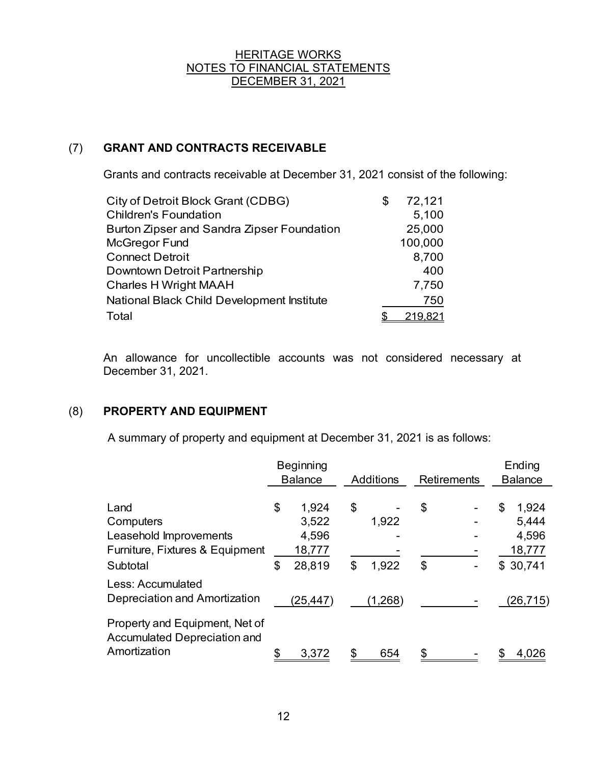HERITAGE WORKS
NOTES TO FINANCIAL STATEMENTS
DECEMBER 31, 2021

## (7) GRANT AND CONTRACTS RECEIVABLE

Grants and contracts receivable at December 31, 2021 consist of the following:

| | |
|---|---|
| City of Detroit Block Grant (CDBG) | $ 72,121 |
| Children's Foundation | 5,100 |
| Burton Zipser and Sandra Zipser Foundation | 25,000 |
| McGregor Fund | 100,000 |
| Connect Detroit | 8,700 |
| Downtown Detroit Partnership | 400 |
| Charles H Wright MAAH | 7,750 |
| National Black Child Development Institute | 750 |
| Total | $ 219,821 |

An allowance for uncollectible accounts was not considered necessary at December 31, 2021.

## (8) PROPERTY AND EQUIPMENT

A summary of property and equipment at December 31, 2021 is as follows:

| | Beginning Balance | Additions | Retirements | Ending Balance |
|---|---|---|---|---|
| Land | $ 1,924 | $ - | $ - | $ 1,924 |
| Computers | 3,522 | 1,922 | - | 5,444 |
| Leasehold Improvements | 4,596 | - | - | 4,596 |
| Furniture, Fixtures & Equipment | 18,777 | - | - | 18,777 |
| Subtotal | $ 28,819 | $ 1,922 | $ - | $ 30,741 |
| Less: Accumulated Depreciation and Amortization | (25,447) | (1,268) | - | (26,715) |
| Property and Equipment, Net of Accumulated Depreciation and Amortization | $ 3,372 | $ 654 | $ - | $ 4,026 |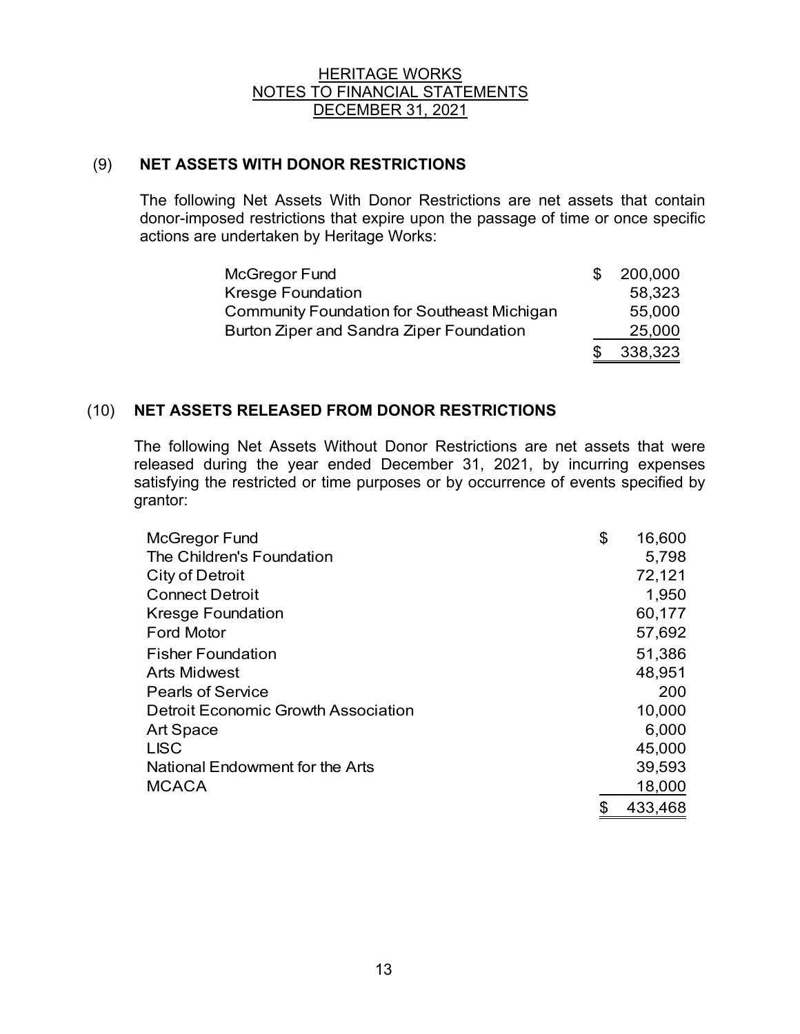HERITAGE WORKS
NOTES TO FINANCIAL STATEMENTS
DECEMBER 31, 2021

## (9) NET ASSETS WITH DONOR RESTRICTIONS

The following Net Assets With Donor Restrictions are net assets that contain donor-imposed restrictions that expire upon the passage of time or once specific actions are undertaken by Heritage Works:

| | |
|---|---|
| McGregor Fund | $ 200,000 |
| Kresge Foundation | 58,323 |
| Community Foundation for Southeast Michigan | 55,000 |
| Burton Ziper and Sandra Ziper Foundation | 25,000 |
| | $ 338,323 |

## (10) NET ASSETS RELEASED FROM DONOR RESTRICTIONS

The following Net Assets Without Donor Restrictions are net assets that were released during the year ended December 31, 2021, by incurring expenses satisfying the restricted or time purposes or by occurrence of events specified by grantor:

| | |
|---|---|
| McGregor Fund | $ 16,600 |
| The Children's Foundation | 5,798 |
| City of Detroit | 72,121 |
| Connect Detroit | 1,950 |
| Kresge Foundation | 60,177 |
| Ford Motor | 57,692 |
| Fisher Foundation | 51,386 |
| Arts Midwest | 48,951 |
| Pearls of Service | 200 |
| Detroit Economic Growth Association | 10,000 |
| Art Space | 6,000 |
| LISC | 45,000 |
| National Endowment for the Arts | 39,593 |
| MCACA | 18,000 |
| | $ 433,468 |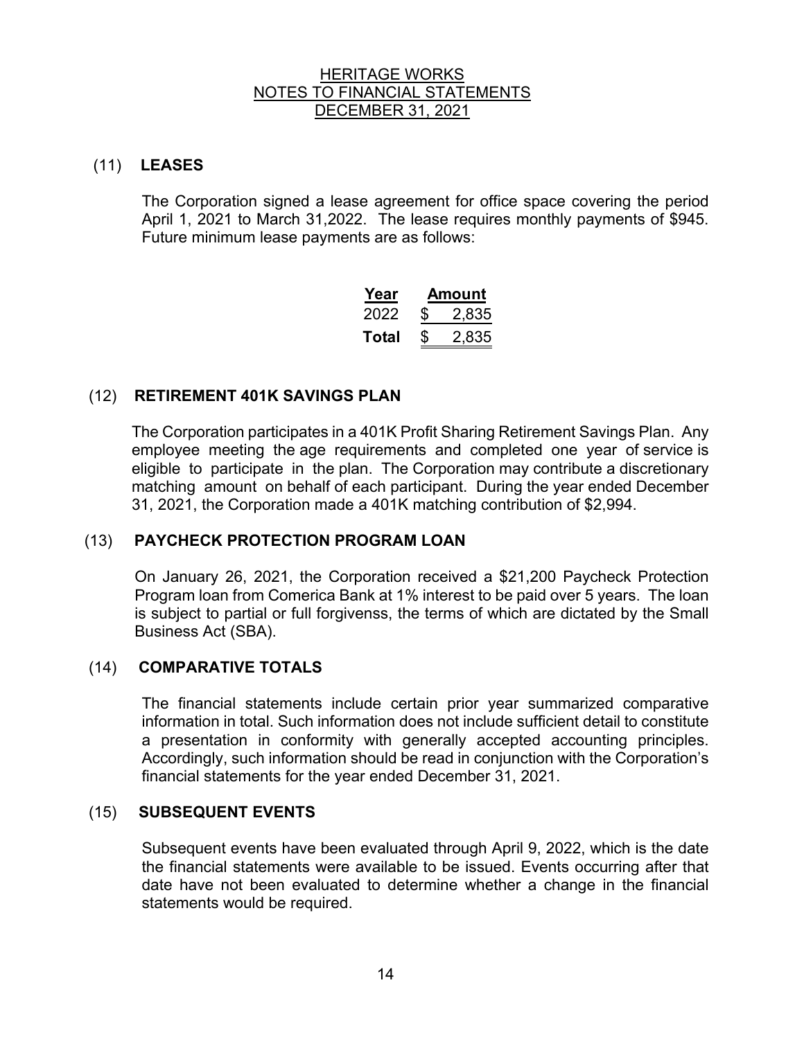HERITAGE WORKS
NOTES TO FINANCIAL STATEMENTS
DECEMBER 31, 2021

## (11) LEASES

The Corporation signed a lease agreement for office space covering the period April 1, 2021 to March 31,2022. The lease requires monthly payments of $945. Future minimum lease payments are as follows:

| Year | Amount |
|---|---|
| 2022 | $ 2,835 |
| **Total** | $ 2,835 |

## (12) RETIREMENT 401K SAVINGS PLAN

The Corporation participates in a 401K Profit Sharing Retirement Savings Plan. Any employee meeting the age requirements and completed one year of service is eligible to participate in the plan. The Corporation may contribute a discretionary matching amount on behalf of each participant. During the year ended December 31, 2021, the Corporation made a 401K matching contribution of $2,994.

## (13) PAYCHECK PROTECTION PROGRAM LOAN

On January 26, 2021, the Corporation received a $21,200 Paycheck Protection Program loan from Comerica Bank at 1% interest to be paid over 5 years. The loan is subject to partial or full forgivenss, the terms of which are dictated by the Small Business Act (SBA).

## (14) COMPARATIVE TOTALS

The financial statements include certain prior year summarized comparative information in total. Such information does not include sufficient detail to constitute a presentation in conformity with generally accepted accounting principles. Accordingly, such information should be read in conjunction with the Corporation's financial statements for the year ended December 31, 2021.

## (15) SUBSEQUENT EVENTS

Subsequent events have been evaluated through April 9, 2022, which is the date the financial statements were available to be issued. Events occurring after that date have not been evaluated to determine whether a change in the financial statements would be required.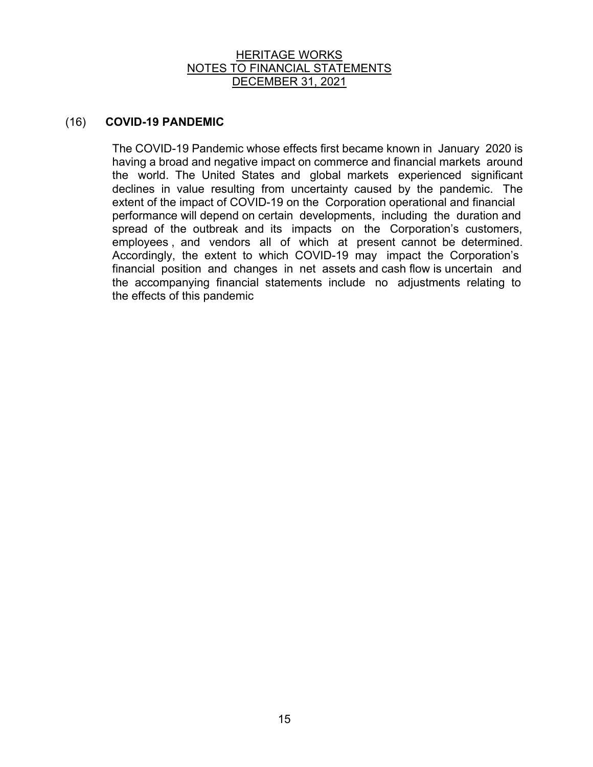# HERITAGE WORKS
## NOTES TO FINANCIAL STATEMENTS
## DECEMBER 31, 2021

### (16) COVID-19 PANDEMIC

The COVID-19 Pandemic whose effects first became known in January 2020 is having a broad and negative impact on commerce and financial markets around the world. The United States and global markets experienced significant declines in value resulting from uncertainty caused by the pandemic. The extent of the impact of COVID-19 on the Corporation operational and financial performance will depend on certain developments, including the duration and spread of the outbreak and its impacts on the Corporation's customers, employees , and vendors all of which at present cannot be determined. Accordingly, the extent to which COVID-19 may impact the Corporation's financial position and changes in net assets and cash flow is uncertain and the accompanying financial statements include no adjustments relating to the effects of this pandemic